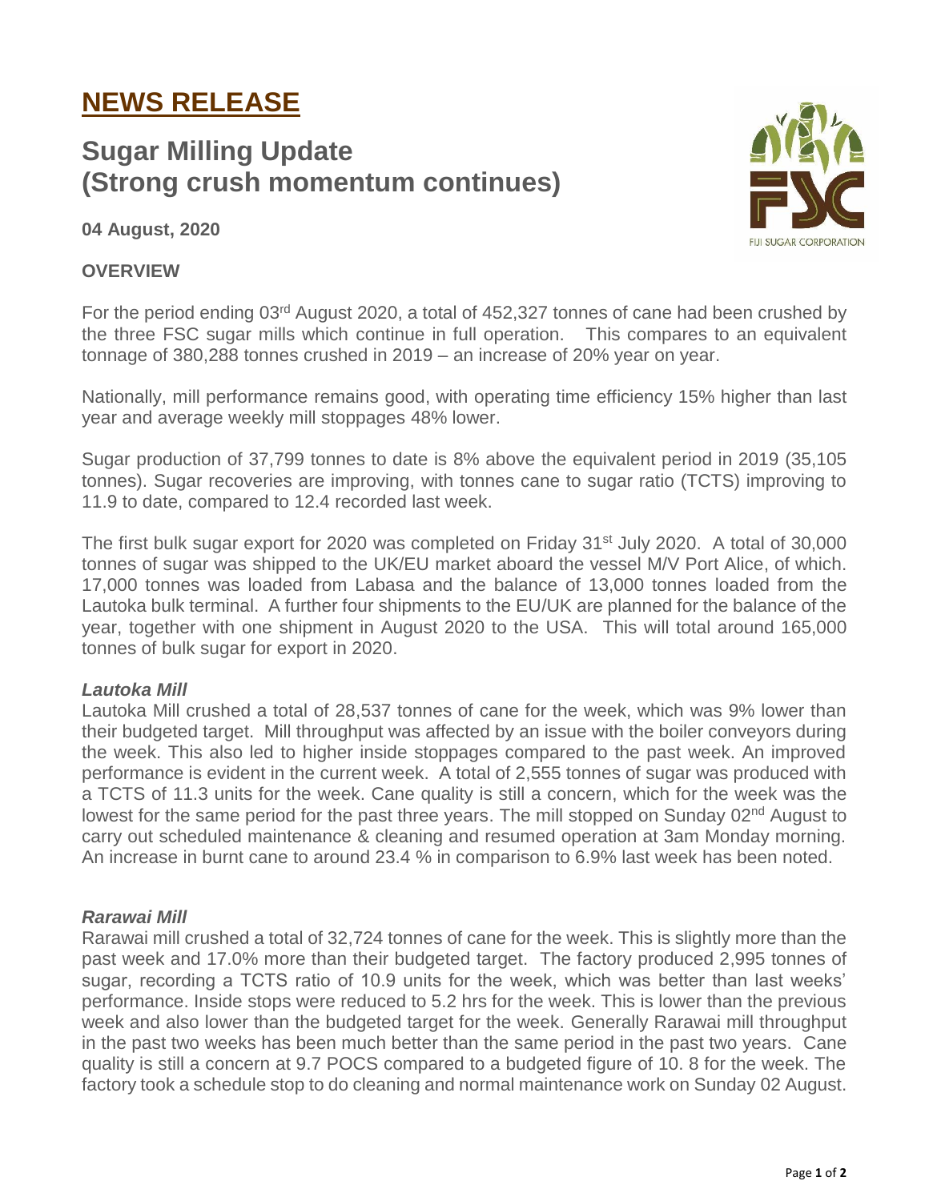# NEWS RELEASE

## Sugar Milling Update (Strong crush momentum continues)

**04 August, 2020**

### OVERVIEW

For the period ending 03rd August 2020, a total of 452,327 tonnes of cane had been crushed by the three FSC sugar mills which continue in full operation. This compares to an equivalent tonnage of 380,288 tonnes crushed in 2019 – an increase of 20% year on year.

Nationally, mill performance remains good, with operating time efficiency 15% higher than last year and average weekly mill stoppages 48% lower.

Sugar production of 37,799 tonnes to date is 8% above the equivalent period in 2019 (35,105 tonnes). Sugar recoveries are improving, with tonnes cane to sugar ratio (TCTS) improving to 11.9 to date, compared to 12.4 recorded last week.

The first bulk sugar export for 2020 was completed on Friday 31st July 2020. A total of 30,000 tonnes of sugar was shipped to the UK/EU market aboard the vessel M/V Port Alice, of which. 17,000 tonnes was loaded from Labasa and the balance of 13,000 tonnes loaded from the Lautoka bulk terminal. A further four shipments to the EU/UK are planned for the balance of the year, together with one shipment in August 2020 to the USA. This will total around 165,000 tonnes of bulk sugar for export in 2020.

#### *Lautoka Mill*

Lautoka Mill crushed a total of 28,537 tonnes of cane for the week, which was 9% lower than their budgeted target. Mill throughput was affected by an issue with the boiler conveyors during the week. This also led to higher inside stoppages compared to the past week. An improved performance is evident in the current week. A total of 2,555 tonnes of sugar was produced with a TCTS of 11.3 units for the week. Cane quality is still a concern, which for the week was the lowest for the same period for the past three years. The mill stopped on Sunday 02nd August to carry out scheduled maintenance & cleaning and resumed operation at 3am Monday morning. An increase in burnt cane to around 23.4 % in comparison to 6.9% last week has been noted.

#### *Rarawai Mill*

Rarawai mill crushed a total of 32,724 tonnes of cane for the week. This is slightly more than the past week and 17.0% more than their budgeted target. The factory produced 2,995 tonnes of sugar, recording a TCTS ratio of 10.9 units for the week, which was better than last weeks' performance. Inside stops were reduced to 5.2 hrs for the week. This is lower than the previous week and also lower than the budgeted target for the week. Generally Rarawai mill throughput in the past two weeks has been much better than the same period in the past two years. Cane quality is still a concern at 9.7 POCS compared to a budgeted figure of 10. 8 for the week. The factory took a schedule stop to do cleaning and normal maintenance work on Sunday 02 August.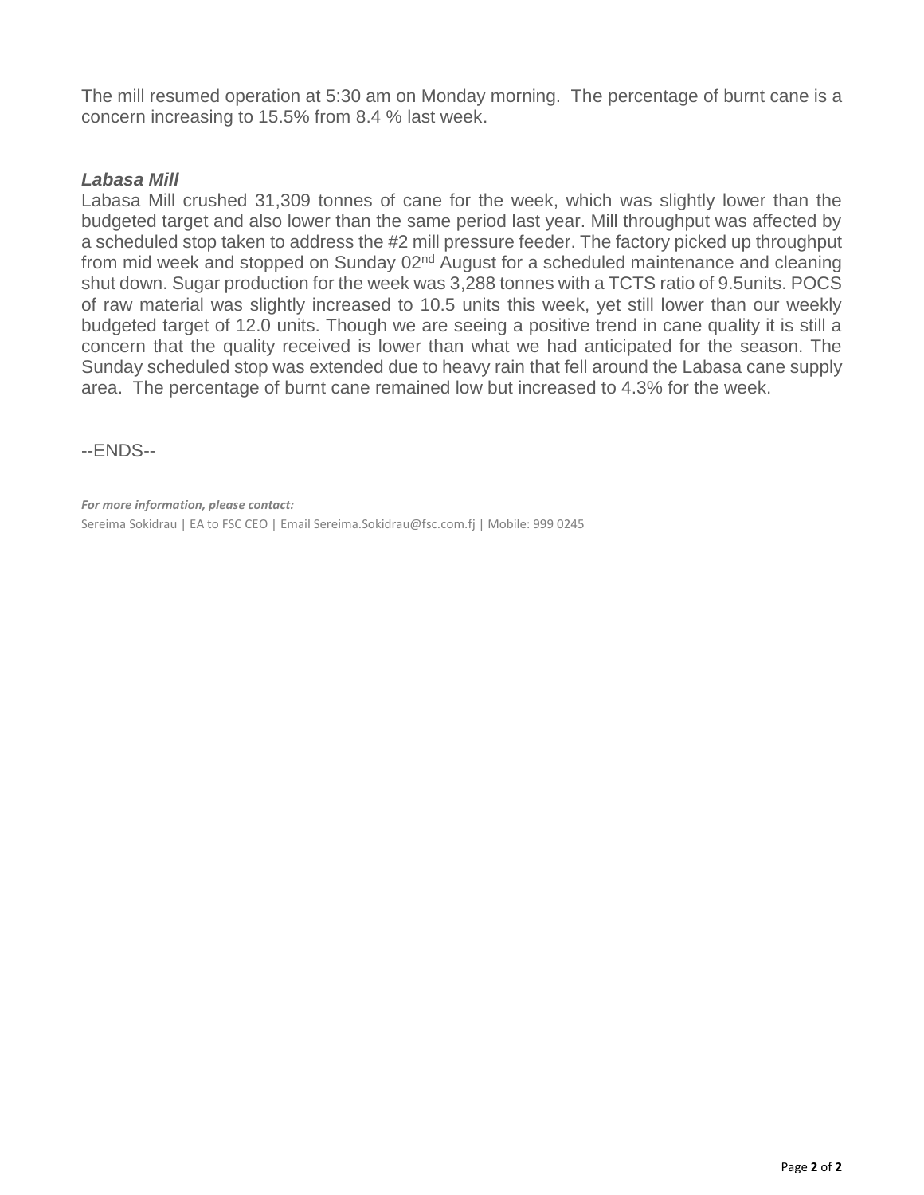The mill resumed operation at 5:30 am on Monday morning. The percentage of burnt cane is a concern increasing to 15.5% from 8.4 % last week.

***Labasa Mill***

Labasa Mill crushed 31,309 tonnes of cane for the week, which was slightly lower than the budgeted target and also lower than the same period last year. Mill throughput was affected by a scheduled stop taken to address the #2 mill pressure feeder. The factory picked up throughput from mid week and stopped on Sunday 02nd August for a scheduled maintenance and cleaning shut down. Sugar production for the week was 3,288 tonnes with a TCTS ratio of 9.5units. POCS of raw material was slightly increased to 10.5 units this week, yet still lower than our weekly budgeted target of 12.0 units. Though we are seeing a positive trend in cane quality it is still a concern that the quality received is lower than what we had anticipated for the season. The Sunday scheduled stop was extended due to heavy rain that fell around the Labasa cane supply area. The percentage of burnt cane remained low but increased to 4.3% for the week.

--ENDS--

***For more information, please contact:***

Sereima Sokidrau | EA to FSC CEO | Email Sereima.Sokidrau@fsc.com.fj | Mobile: 999 0245